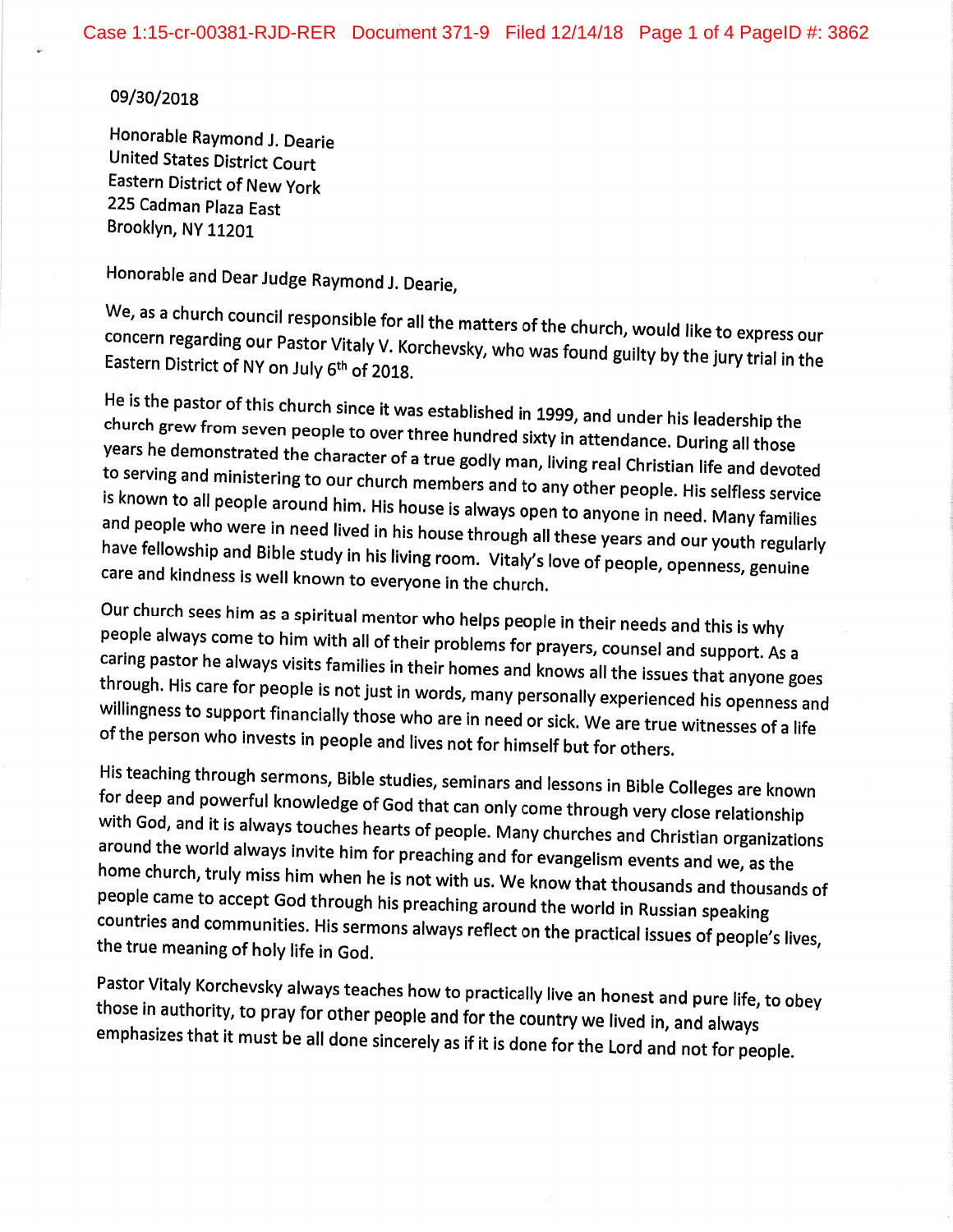09/30/2018

Honorable Raymond J. Dearie
United States District Court
Eastern District of New York
225 Cadman Plaza East
Brooklyn, NY 11201

Honorable and Dear Judge Raymond J. Dearie,

We, as a church council responsible for all the matters of the church, would like to express our concern regarding our Pastor Vitaly V. Korchevsky, who was found guilty by the jury trial in the Eastern District of NY on July 6th of 2018.

He is the pastor of this church since it was established in 1999, and under his leadership the church grew from seven people to over three hundred sixty in attendance. During all those years he demonstrated the character of a true godly man, living real Christian life and devoted to serving and ministering to our church members and to any other people. His selfless service is known to all people around him. His house is always open to anyone in need. Many families and people who were in need lived in his house through all these years and our youth regularly have fellowship and Bible study in his living room. Vitaly's love of people, openness, genuine care and kindness is well known to everyone in the church.

Our church sees him as a spiritual mentor who helps people in their needs and this is why people always come to him with all of their problems for prayers, counsel and support. As a caring pastor he always visits families in their homes and knows all the issues that anyone goes through. His care for people is not just in words, many personally experienced his openness and willingness to support financially those who are in need or sick. We are true witnesses of a life of the person who invests in people and lives not for himself but for others.

His teaching through sermons, Bible studies, seminars and lessons in Bible Colleges are known for deep and powerful knowledge of God that can only come through very close relationship with God, and it is always touches hearts of people. Many churches and Christian organizations around the world always invite him for preaching and for evangelism events and we, as the home church, truly miss him when he is not with us. We know that thousands and thousands of people came to accept God through his preaching around the world in Russian speaking countries and communities. His sermons always reflect on the practical issues of people's lives, the true meaning of holy life in God.

Pastor Vitaly Korchevsky always teaches how to practically live an honest and pure life, to obey those in authority, to pray for other people and for the country we lived in, and always emphasizes that it must be all done sincerely as if it is done for the Lord and not for people.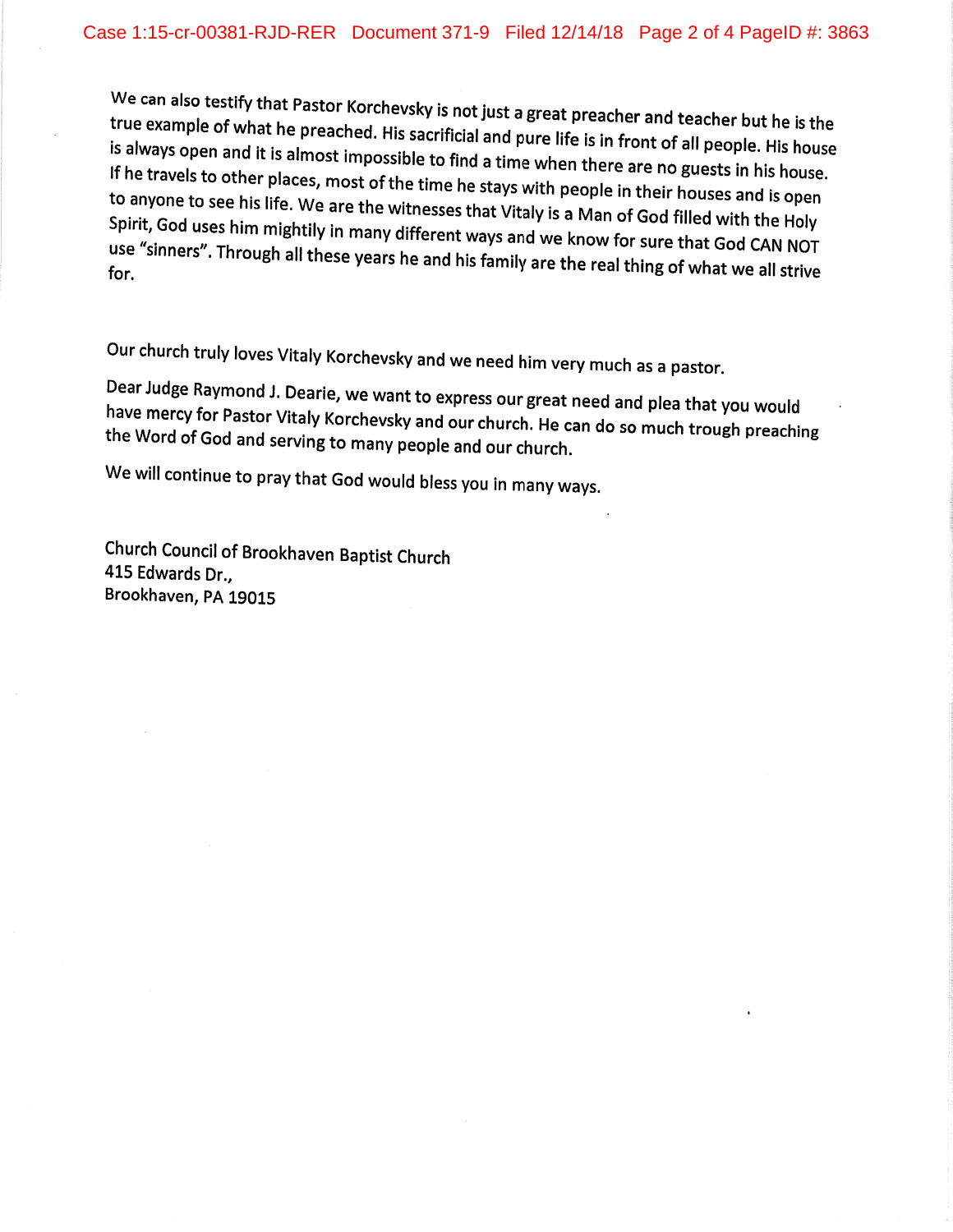We can also testify that Pastor Korchevsky is not just a great preacher and teacher but he is the true example of what he preached. His sacrificial and pure life is in front of all people. His house is always open and it is almost impossible to find a time when there are no guests in his house. If he travels to other places, most of the time he stays with people in their houses and is open to anyone to see his life. We are the witnesses that Vitaly is a Man of God filled with the Holy Spirit, God uses him mightily in many different ways and we know for sure that God CAN NOT use "sinners". Through all these years he and his family are the real thing of what we all strive for.

Our church truly loves Vitaly Korchevsky and we need him very much as a pastor.

Dear Judge Raymond J. Dearie, we want to express our great need and plea that you would have mercy for Pastor Vitaly Korchevsky and our church. He can do so much trough preaching the Word of God and serving to many people and our church.

We will continue to pray that God would bless you in many ways.

Church Council of Brookhaven Baptist Church
415 Edwards Dr.,
Brookhaven, PA 19015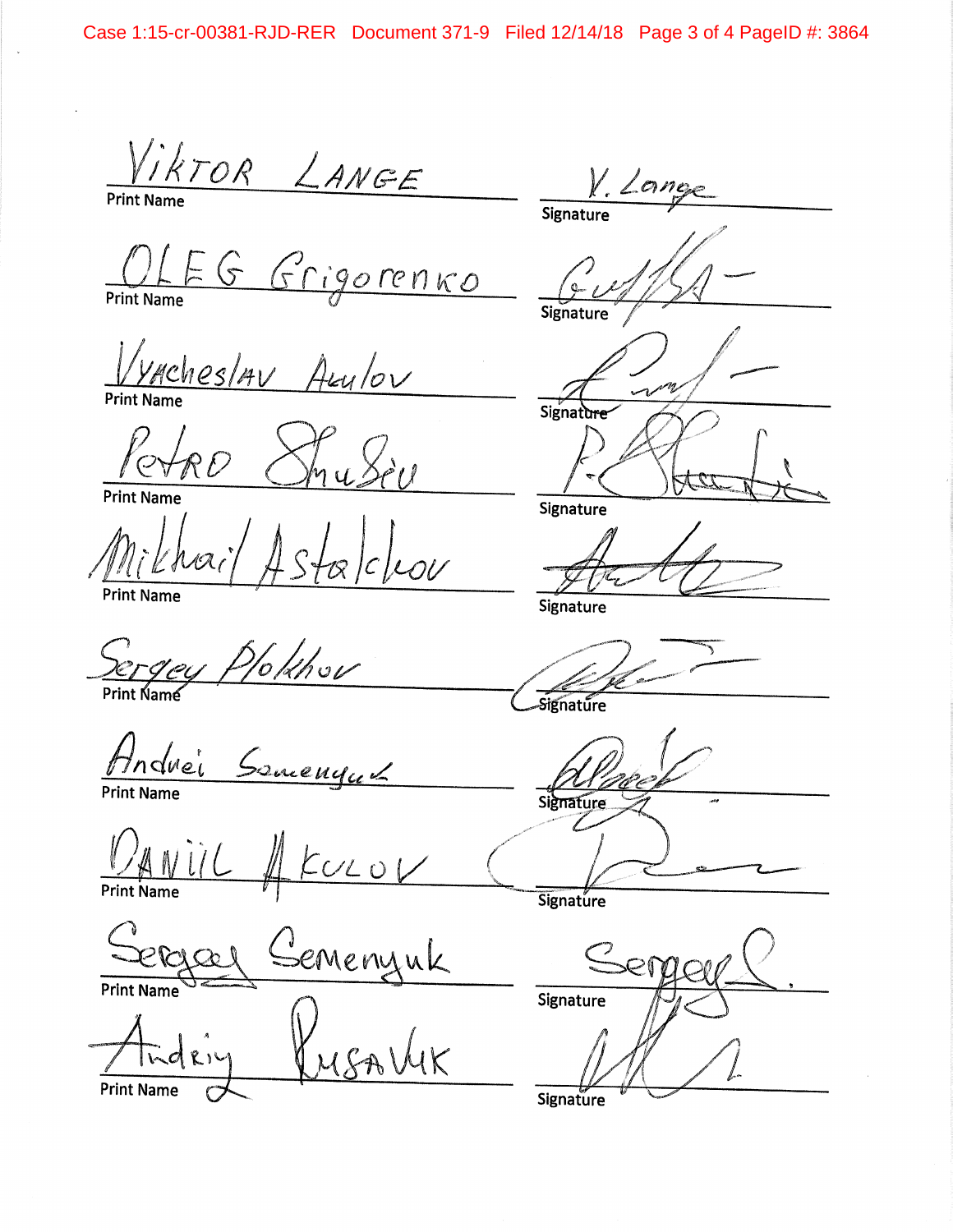| Print Name | Signature |
|---|---|
| Viktor Lange | V. Lange |
| Oleg Grigorenko | [signature] |
| Vyacheslav Avulov | [signature] |
| Petro Shubin | P. Shubin |
| Mikhail Astakhov | [signature] |
| Sergey Plokhov | [signature] |
| Andrei Semenyuk | [signature] |
| Daniil Akulov | [signature] |
| Sergey Semenyuk | Sergey S. |
| Andriy Rusavuk | [signature] |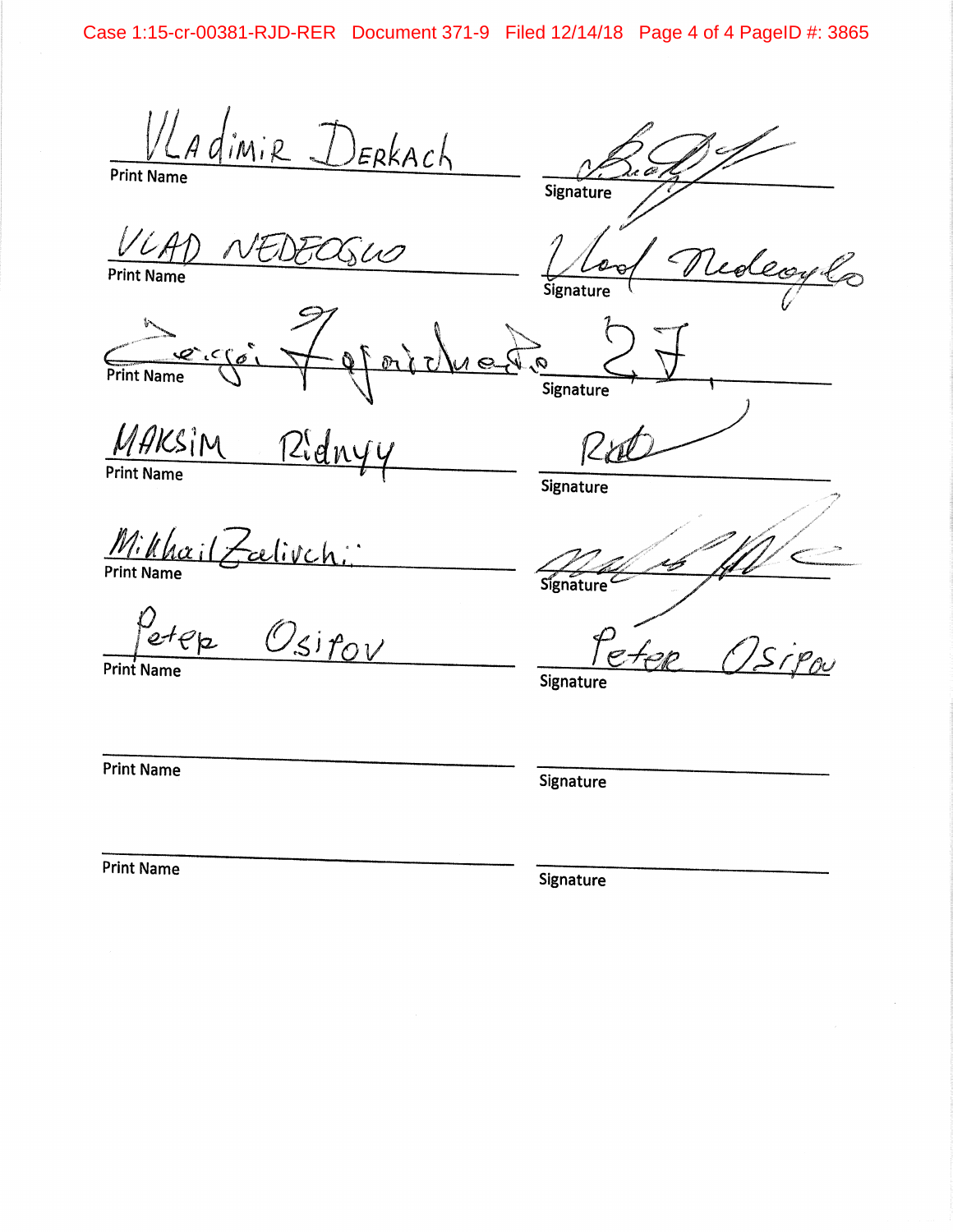| | |
|---|---|
| Vladimir Derkach | |
| Print Name | Signature |
| VLAD NEDEOGLO | |
| Print Name | Signature |
| Sergei Tofanichenko | |
| Print Name | Signature |
| MAKSIM Ridnyy | |
| Print Name | Signature |
| Mikhail Zalivchii | |
| Print Name | Signature |
| Peter Osipov | Peter Osipov |
| Print Name | Signature |
| | |
| Print Name | Signature |
| | |
| Print Name | Signature |